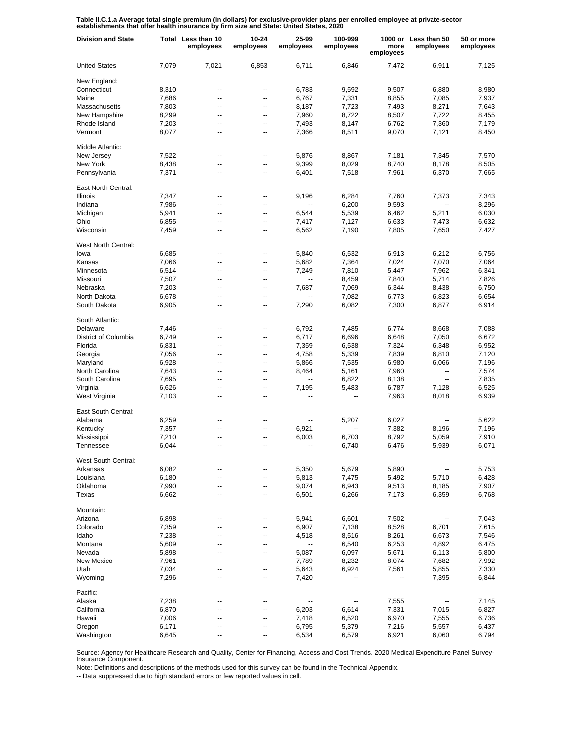**Table II.C.1.a Average total single premium (in dollars) for exclusive-provider plans per enrolled employee at private-sector establishments that offer health insurance by firm size and State: United States, 2020**

| Division and State | Total | Less than 10 employees | 10-24 employees | 25-99 employees | 100-999 employees | 1000 or more employees | Less than 50 employees | 50 or more employees |
|---|---|---|---|---|---|---|---|---|
| United States | 7,079 | 7,021 | 6,853 | 6,711 | 6,846 | 7,472 | 6,911 | 7,125 |
| New England: | | | | | | | | |
| Connecticut | 8,310 | -- | -- | 6,783 | 9,592 | 9,507 | 6,880 | 8,980 |
| Maine | 7,686 | -- | -- | 6,767 | 7,331 | 8,855 | 7,085 | 7,937 |
| Massachusetts | 7,803 | -- | -- | 8,187 | 7,723 | 7,493 | 8,271 | 7,643 |
| New Hampshire | 8,299 | -- | -- | 7,960 | 8,722 | 8,507 | 7,722 | 8,455 |
| Rhode Island | 7,203 | -- | -- | 7,493 | 8,147 | 6,762 | 7,360 | 7,179 |
| Vermont | 8,077 | -- | -- | 7,366 | 8,511 | 9,070 | 7,121 | 8,450 |
| Middle Atlantic: | | | | | | | | |
| New Jersey | 7,522 | -- | -- | 5,876 | 8,867 | 7,181 | 7,345 | 7,570 |
| New York | 8,438 | -- | -- | 9,399 | 8,029 | 8,740 | 8,178 | 8,505 |
| Pennsylvania | 7,371 | -- | -- | 6,401 | 7,518 | 7,961 | 6,370 | 7,665 |
| East North Central: | | | | | | | | |
| Illinois | 7,347 | -- | -- | 9,196 | 6,284 | 7,760 | 7,373 | 7,343 |
| Indiana | 7,986 | -- | -- | -- | 6,200 | 9,593 | -- | 8,296 |
| Michigan | 5,941 | -- | -- | 6,544 | 5,539 | 6,462 | 5,211 | 6,030 |
| Ohio | 6,855 | -- | -- | 7,417 | 7,127 | 6,633 | 7,473 | 6,632 |
| Wisconsin | 7,459 | -- | -- | 6,562 | 7,190 | 7,805 | 7,650 | 7,427 |
| West North Central: | | | | | | | | |
| Iowa | 6,685 | -- | -- | 5,840 | 6,532 | 6,913 | 6,212 | 6,756 |
| Kansas | 7,066 | -- | -- | 5,682 | 7,364 | 7,024 | 7,070 | 7,064 |
| Minnesota | 6,514 | -- | -- | 7,249 | 7,810 | 5,447 | 7,962 | 6,341 |
| Missouri | 7,507 | -- | -- | -- | 8,459 | 7,840 | 5,714 | 7,826 |
| Nebraska | 7,203 | -- | -- | 7,687 | 7,069 | 6,344 | 8,438 | 6,750 |
| North Dakota | 6,678 | -- | -- | -- | 7,082 | 6,773 | 6,823 | 6,654 |
| South Dakota | 6,905 | -- | -- | 7,290 | 6,082 | 7,300 | 6,877 | 6,914 |
| South Atlantic: | | | | | | | | |
| Delaware | 7,446 | -- | -- | 6,792 | 7,485 | 6,774 | 8,668 | 7,088 |
| District of Columbia | 6,749 | -- | -- | 6,717 | 6,696 | 6,648 | 7,050 | 6,672 |
| Florida | 6,831 | -- | -- | 7,359 | 6,538 | 7,324 | 6,348 | 6,952 |
| Georgia | 7,056 | -- | -- | 4,758 | 5,339 | 7,839 | 6,810 | 7,120 |
| Maryland | 6,928 | -- | -- | 5,866 | 7,535 | 6,980 | 6,066 | 7,196 |
| North Carolina | 7,643 | -- | -- | 8,464 | 5,161 | 7,960 | -- | 7,574 |
| South Carolina | 7,695 | -- | -- | -- | 6,822 | 8,138 | -- | 7,835 |
| Virginia | 6,626 | -- | -- | 7,195 | 5,483 | 6,787 | 7,128 | 6,525 |
| West Virginia | 7,103 | -- | -- | -- | -- | 7,963 | 8,018 | 6,939 |
| East South Central: | | | | | | | | |
| Alabama | 6,259 | -- | -- | -- | 5,207 | 6,027 | -- | 5,622 |
| Kentucky | 7,357 | -- | -- | 6,921 | -- | 7,382 | 8,196 | 7,196 |
| Mississippi | 7,210 | -- | -- | 6,003 | 6,703 | 8,792 | 5,059 | 7,910 |
| Tennessee | 6,044 | -- | -- | -- | 6,740 | 6,476 | 5,939 | 6,071 |
| West South Central: | | | | | | | | |
| Arkansas | 6,082 | -- | -- | 5,350 | 5,679 | 5,890 | -- | 5,753 |
| Louisiana | 6,180 | -- | -- | 5,813 | 7,475 | 5,492 | 5,710 | 6,428 |
| Oklahoma | 7,990 | -- | -- | 9,074 | 6,943 | 9,513 | 8,185 | 7,907 |
| Texas | 6,662 | -- | -- | 6,501 | 6,266 | 7,173 | 6,359 | 6,768 |
| Mountain: | | | | | | | | |
| Arizona | 6,898 | -- | -- | 5,941 | 6,601 | 7,502 | -- | 7,043 |
| Colorado | 7,359 | -- | -- | 6,907 | 7,138 | 8,528 | 6,701 | 7,615 |
| Idaho | 7,238 | -- | -- | 4,518 | 8,516 | 8,261 | 6,673 | 7,546 |
| Montana | 5,609 | -- | -- | -- | 6,540 | 6,253 | 4,892 | 6,475 |
| Nevada | 5,898 | -- | -- | 5,087 | 6,097 | 5,671 | 6,113 | 5,800 |
| New Mexico | 7,961 | -- | -- | 7,789 | 8,232 | 8,074 | 7,682 | 7,992 |
| Utah | 7,034 | -- | -- | 5,643 | 6,924 | 7,561 | 5,855 | 7,330 |
| Wyoming | 7,296 | -- | -- | 7,420 | -- | -- | 7,395 | 6,844 |
| Pacific: | | | | | | | | |
| Alaska | 7,238 | -- | -- | -- | -- | 7,555 | -- | 7,145 |
| California | 6,870 | -- | -- | 6,203 | 6,614 | 7,331 | 7,015 | 6,827 |
| Hawaii | 7,006 | -- | -- | 7,418 | 6,520 | 6,970 | 7,555 | 6,736 |
| Oregon | 6,171 | -- | -- | 6,795 | 5,379 | 7,216 | 5,557 | 6,437 |
| Washington | 6,645 | -- | -- | 6,534 | 6,579 | 6,921 | 6,060 | 6,794 |

Source: Agency for Healthcare Research and Quality, Center for Financing, Access and Cost Trends. 2020 Medical Expenditure Panel Survey-Insurance Component.

Note: Definitions and descriptions of the methods used for this survey can be found in the Technical Appendix.

-- Data suppressed due to high standard errors or few reported values in cell.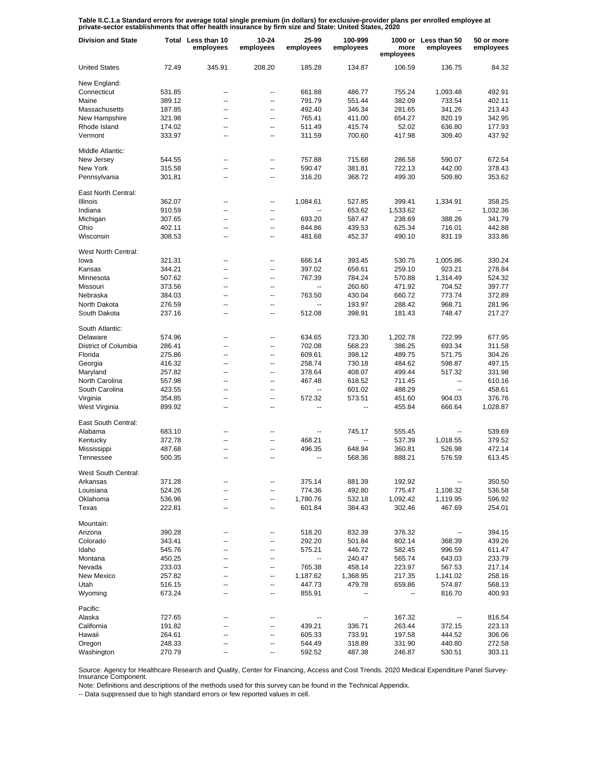**Table II.C.1.a Standard errors for average total single premium (in dollars) for exclusive-provider plans per enrolled employee at private-sector establishments that offer health insurance by firm size and State: United States, 2020**

| Division and State | Total | Less than 10 employees | 10-24 employees | 25-99 employees | 100-999 employees | 1000 or more employees | Less than 50 employees | 50 or more employees |
|---|---|---|---|---|---|---|---|---|
| United States | 72.49 | 345.91 | 208.20 | 185.28 | 134.87 | 106.59 | 136.75 | 84.32 |
| New England: | | | | | | | | |
| Connecticut | 531.85 | -- | -- | 661.88 | 486.77 | 755.24 | 1,093.48 | 492.91 |
| Maine | 389.12 | -- | -- | 791.79 | 551.44 | 382.09 | 733.54 | 402.11 |
| Massachusetts | 187.85 | -- | -- | 492.40 | 346.34 | 281.65 | 341.26 | 213.43 |
| New Hampshire | 321.98 | -- | -- | 765.41 | 411.00 | 654.27 | 820.19 | 342.95 |
| Rhode Island | 174.02 | -- | -- | 511.49 | 415.74 | 52.02 | 636.80 | 177.93 |
| Vermont | 333.97 | -- | -- | 311.59 | 700.60 | 417.98 | 309.40 | 437.92 |
| Middle Atlantic: | | | | | | | | |
| New Jersey | 544.55 | -- | -- | 757.88 | 715.68 | 286.58 | 590.07 | 672.54 |
| New York | 315.58 | -- | -- | 590.47 | 381.81 | 722.13 | 442.00 | 378.43 |
| Pennsylvania | 301.81 | -- | -- | 316.20 | 368.72 | 499.30 | 509.80 | 353.62 |
| East North Central: | | | | | | | | |
| Illinois | 362.07 | -- | -- | 1,084.61 | 527.85 | 399.41 | 1,334.91 | 358.25 |
| Indiana | 910.59 | -- | -- | -- | 653.62 | 1,533.62 | -- | 1,032.36 |
| Michigan | 307.65 | -- | -- | 693.20 | 587.47 | 238.69 | 388.26 | 341.79 |
| Ohio | 402.11 | -- | -- | 844.86 | 439.53 | 625.34 | 716.01 | 442.88 |
| Wisconsin | 308.53 | -- | -- | 481.68 | 452.37 | 490.10 | 831.19 | 333.86 |
| West North Central: | | | | | | | | |
| Iowa | 321.31 | -- | -- | 666.14 | 393.45 | 530.75 | 1,005.86 | 330.24 |
| Kansas | 344.21 | -- | -- | 397.02 | 658.61 | 259.10 | 923.21 | 278.84 |
| Minnesota | 507.62 | -- | -- | 767.39 | 784.24 | 570.88 | 1,314.49 | 524.32 |
| Missouri | 373.56 | -- | -- | -- | 260.60 | 471.92 | 704.52 | 397.77 |
| Nebraska | 384.03 | -- | -- | 763.50 | 430.04 | 660.72 | 773.74 | 372.89 |
| North Dakota | 276.59 | -- | -- | -- | 193.97 | 288.42 | 968.71 | 281.96 |
| South Dakota | 237.16 | -- | -- | 512.08 | 398.91 | 181.43 | 748.47 | 217.27 |
| South Atlantic: | | | | | | | | |
| Delaware | 574.96 | -- | -- | 634.65 | 723.30 | 1,202.78 | 722.99 | 677.95 |
| District of Columbia | 286.41 | -- | -- | 702.08 | 568.23 | 386.25 | 693.34 | 311.58 |
| Florida | 275.86 | -- | -- | 609.61 | 398.12 | 489.75 | 571.75 | 304.26 |
| Georgia | 416.32 | -- | -- | 258.74 | 730.18 | 484.62 | 598.87 | 497.15 |
| Maryland | 257.82 | -- | -- | 378.64 | 408.07 | 499.44 | 517.32 | 331.98 |
| North Carolina | 557.98 | -- | -- | 467.48 | 618.52 | 711.45 | -- | 610.16 |
| South Carolina | 423.55 | -- | -- | -- | 601.02 | 488.29 | -- | 458.61 |
| Virginia | 354.85 | -- | -- | 572.32 | 573.51 | 451.60 | 904.03 | 376.76 |
| West Virginia | 899.92 | -- | -- | -- | -- | 455.84 | 666.64 | 1,028.87 |
| East South Central: | | | | | | | | |
| Alabama | 683.10 | -- | -- | -- | 745.17 | 555.45 | -- | 539.69 |
| Kentucky | 372.78 | -- | -- | 468.21 | -- | 537.39 | 1,018.55 | 379.52 |
| Mississippi | 487.68 | -- | -- | 496.35 | 648.94 | 360.81 | 526.98 | 472.14 |
| Tennessee | 500.35 | -- | -- | -- | 568.36 | 888.21 | 576.59 | 613.45 |
| West South Central: | | | | | | | | |
| Arkansas | 371.28 | -- | -- | 375.14 | 881.39 | 192.92 | -- | 350.50 |
| Louisiana | 524.26 | -- | -- | 774.36 | 492.80 | 775.47 | 1,108.32 | 536.58 |
| Oklahoma | 536.96 | -- | -- | 1,780.76 | 532.18 | 1,092.42 | 1,119.95 | 596.92 |
| Texas | 222.81 | -- | -- | 601.84 | 384.43 | 302.46 | 467.69 | 254.01 |
| Mountain: | | | | | | | | |
| Arizona | 390.28 | -- | -- | 518.20 | 832.39 | 376.32 | -- | 394.15 |
| Colorado | 343.41 | -- | -- | 292.20 | 501.84 | 802.14 | 368.39 | 439.26 |
| Idaho | 545.76 | -- | -- | 575.21 | 446.72 | 582.45 | 996.59 | 611.47 |
| Montana | 450.25 | -- | -- | -- | 240.47 | 565.74 | 643.03 | 233.79 |
| Nevada | 233.03 | -- | -- | 765.38 | 458.14 | 223.97 | 567.53 | 217.14 |
| New Mexico | 257.82 | -- | -- | 1,187.62 | 1,368.95 | 217.35 | 1,141.02 | 258.16 |
| Utah | 516.15 | -- | -- | 447.73 | 479.78 | 659.86 | 574.87 | 568.13 |
| Wyoming | 673.24 | -- | -- | 855.91 | -- | -- | 816.70 | 400.93 |
| Pacific: | | | | | | | | |
| Alaska | 727.65 | -- | -- | -- | -- | 167.32 | -- | 816.54 |
| California | 191.82 | -- | -- | 439.21 | 336.71 | 263.44 | 372.15 | 223.13 |
| Hawaii | 264.61 | -- | -- | 605.33 | 733.91 | 197.58 | 444.52 | 306.06 |
| Oregon | 248.33 | -- | -- | 544.49 | 318.89 | 331.90 | 440.80 | 272.58 |
| Washington | 270.79 | -- | -- | 592.52 | 487.38 | 246.87 | 530.51 | 303.11 |

Source: Agency for Healthcare Research and Quality, Center for Financing, Access and Cost Trends. 2020 Medical Expenditure Panel Survey-Insurance Component.

Note: Definitions and descriptions of the methods used for this survey can be found in the Technical Appendix.

-- Data suppressed due to high standard errors or few reported values in cell.